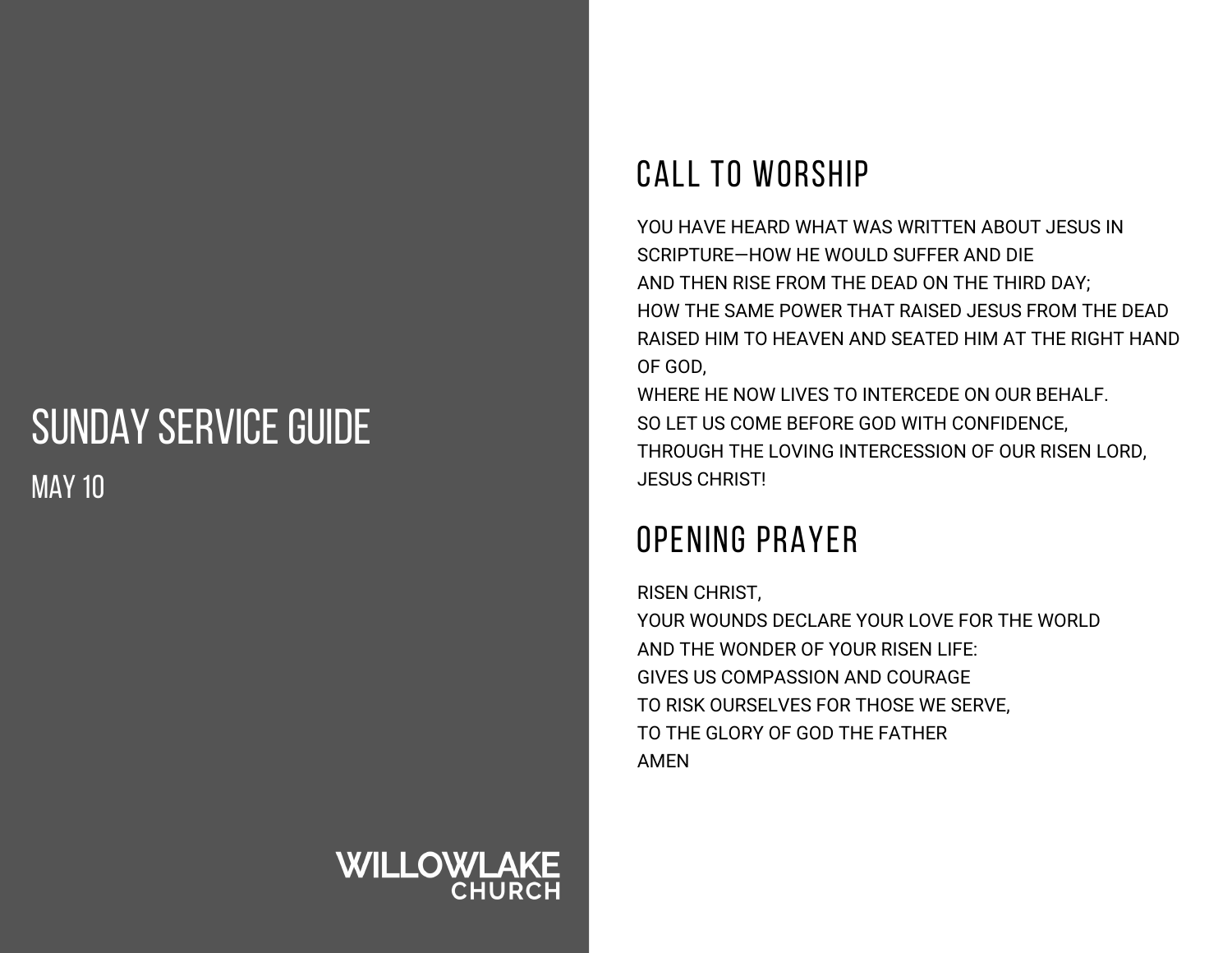# SUNDAY SERVICE GUIDE

MAY 10

WILLOWLAKE CHURCH

## CALL TO WORSHIP

YOU HAVE HEARD WHAT WAS WRITTEN ABOUT JESUS IN SCRIPTURE—HOW HE WOULD SUFFER AND DIE
AND THEN RISE FROM THE DEAD ON THE THIRD DAY;
HOW THE SAME POWER THAT RAISED JESUS FROM THE DEAD
RAISED HIM TO HEAVEN AND SEATED HIM AT THE RIGHT HAND OF GOD,
WHERE HE NOW LIVES TO INTERCEDE ON OUR BEHALF.
SO LET US COME BEFORE GOD WITH CONFIDENCE,
THROUGH THE LOVING INTERCESSION OF OUR RISEN LORD,
JESUS CHRIST!

## OPENING PRAYER

RISEN CHRIST,
YOUR WOUNDS DECLARE YOUR LOVE FOR THE WORLD
AND THE WONDER OF YOUR RISEN LIFE:
GIVES US COMPASSION AND COURAGE
TO RISK OURSELVES FOR THOSE WE SERVE,
TO THE GLORY OF GOD THE FATHER
AMEN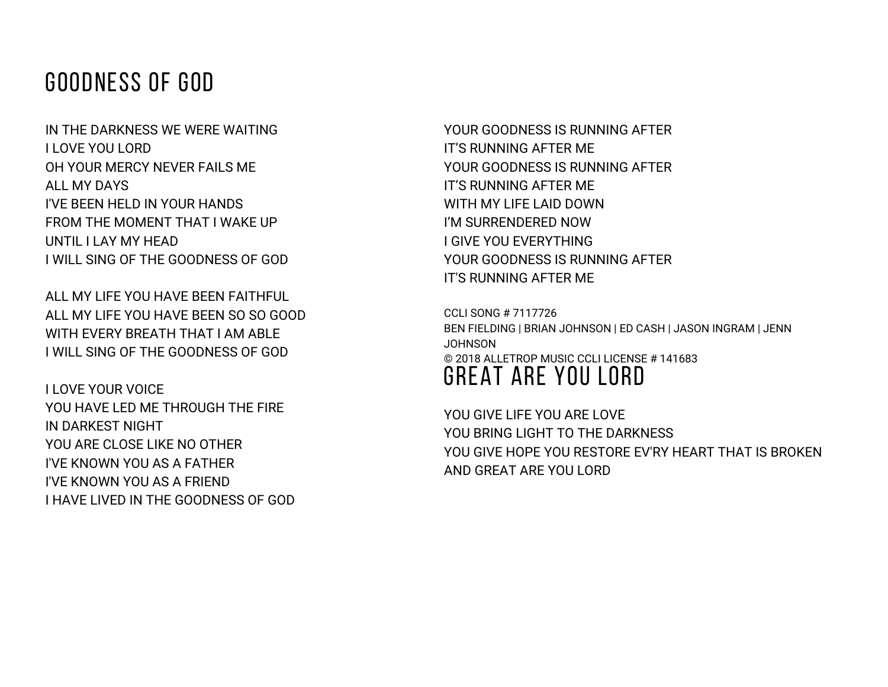# GOODNESS OF GOD

IN THE DARKNESS WE WERE WAITING
I LOVE YOU LORD
OH YOUR MERCY NEVER FAILS ME
ALL MY DAYS
I'VE BEEN HELD IN YOUR HANDS
FROM THE MOMENT THAT I WAKE UP
UNTIL I LAY MY HEAD
I WILL SING OF THE GOODNESS OF GOD

ALL MY LIFE YOU HAVE BEEN FAITHFUL
ALL MY LIFE YOU HAVE BEEN SO SO GOOD
WITH EVERY BREATH THAT I AM ABLE
I WILL SING OF THE GOODNESS OF GOD

I LOVE YOUR VOICE
YOU HAVE LED ME THROUGH THE FIRE
IN DARKEST NIGHT
YOU ARE CLOSE LIKE NO OTHER
I'VE KNOWN YOU AS A FATHER
I'VE KNOWN YOU AS A FRIEND
I HAVE LIVED IN THE GOODNESS OF GOD

YOUR GOODNESS IS RUNNING AFTER
IT'S RUNNING AFTER ME
YOUR GOODNESS IS RUNNING AFTER
IT'S RUNNING AFTER ME
WITH MY LIFE LAID DOWN
I'M SURRENDERED NOW
I GIVE YOU EVERYTHING
YOUR GOODNESS IS RUNNING AFTER
IT'S RUNNING AFTER ME

CCLI SONG # 7117726
BEN FIELDING | BRIAN JOHNSON | ED CASH | JASON INGRAM | JENN JOHNSON
© 2018 ALLETROP MUSIC CCLI LICENSE # 141683

# GREAT ARE YOU LORD

YOU GIVE LIFE YOU ARE LOVE
YOU BRING LIGHT TO THE DARKNESS
YOU GIVE HOPE YOU RESTORE EV'RY HEART THAT IS BROKEN
AND GREAT ARE YOU LORD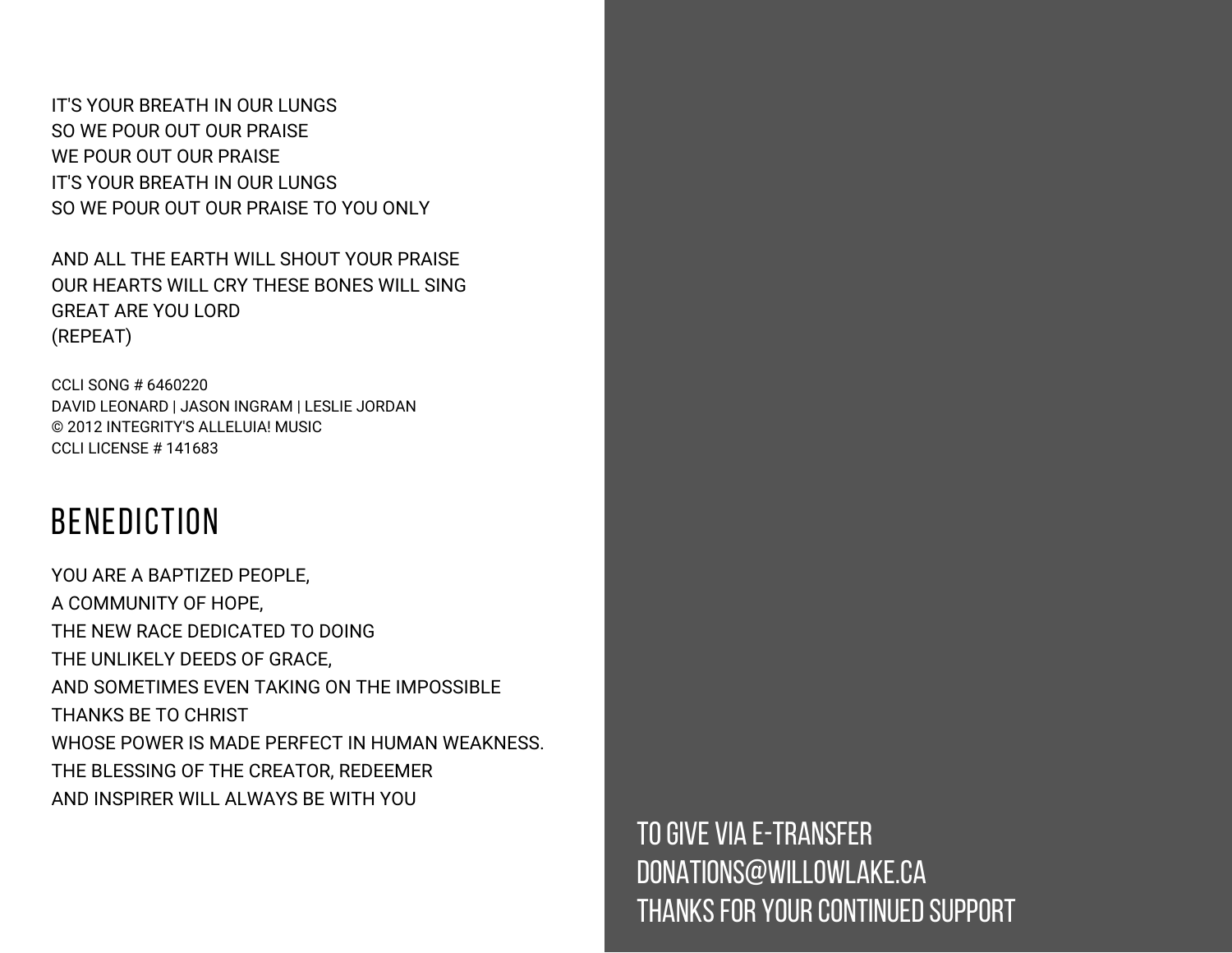IT'S YOUR BREATH IN OUR LUNGS
SO WE POUR OUT OUR PRAISE
WE POUR OUT OUR PRAISE
IT'S YOUR BREATH IN OUR LUNGS
SO WE POUR OUT OUR PRAISE TO YOU ONLY

AND ALL THE EARTH WILL SHOUT YOUR PRAISE
OUR HEARTS WILL CRY THESE BONES WILL SING
GREAT ARE YOU LORD
(REPEAT)

CCLI SONG # 6460220
DAVID LEONARD | JASON INGRAM | LESLIE JORDAN
© 2012 INTEGRITY'S ALLELUIA! MUSIC
CCLI LICENSE # 141683

## BENEDICTION

YOU ARE A BAPTIZED PEOPLE,
A COMMUNITY OF HOPE,
THE NEW RACE DEDICATED TO DOING
THE UNLIKELY DEEDS OF GRACE,
AND SOMETIMES EVEN TAKING ON THE IMPOSSIBLE
THANKS BE TO CHRIST
WHOSE POWER IS MADE PERFECT IN HUMAN WEAKNESS.
THE BLESSING OF THE CREATOR, REDEEMER
AND INSPIRER WILL ALWAYS BE WITH YOU

TO GIVE VIA E-TRANSFER
DONATIONS@WILLOWLAKE.CA
THANKS FOR YOUR CONTINUED SUPPORT